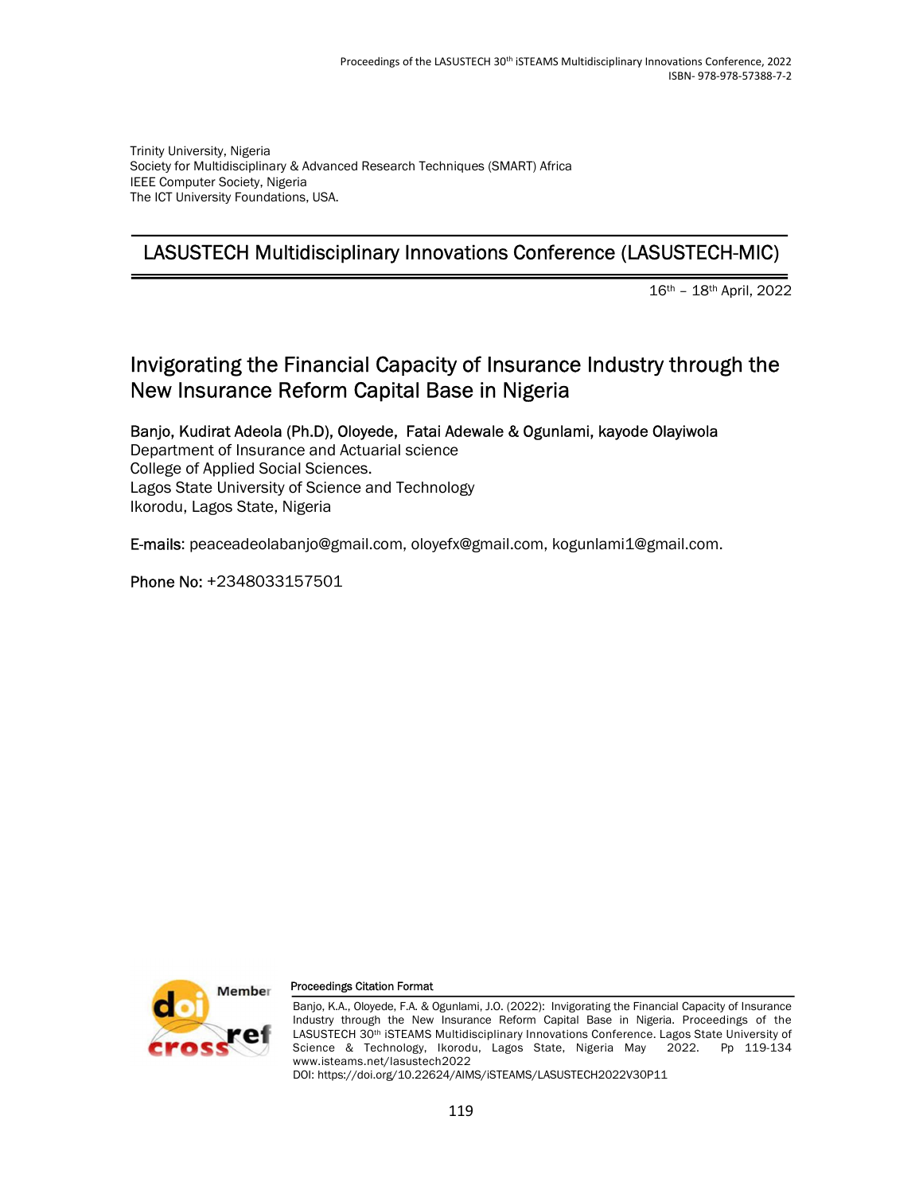Trinity University, Nigeria
Society for Multidisciplinary & Advanced Research Techniques (SMART) Africa
IEEE Computer Society, Nigeria
The ICT University Foundations, USA.

## LASUSTECH Multidisciplinary Innovations Conference (LASUSTECH-MIC)

16th – 18th April, 2022

# Invigorating the Financial Capacity of Insurance Industry through the New Insurance Reform Capital Base in Nigeria

**Banjo, Kudirat Adeola (Ph.D), Oloyede, Fatai Adewale & Ogunlami, kayode Olayiwola**
Department of Insurance and Actuarial science
College of Applied Social Sciences.
Lagos State University of Science and Technology
Ikorodu, Lagos State, Nigeria

**E-mails**: peaceadeolabanjo@gmail.com, oloyefx@gmail.com, kogunlami1@gmail.com.

**Phone No:** +2348033157501

**Proceedings Citation Format**

Banjo, K.A., Oloyede, F.A. & Ogunlami, J.O. (2022): Invigorating the Financial Capacity of Insurance Industry through the New Insurance Reform Capital Base in Nigeria. Proceedings of the LASUSTECH 30th iSTEAMS Multidisciplinary Innovations Conference. Lagos State University of Science & Technology, Ikorodu, Lagos State, Nigeria May 2022. Pp 119-134 www.isteams.net/lasustech2022
DOI: https://doi.org/10.22624/AIMS/iSTEAMS/LASUSTECH2022V30P11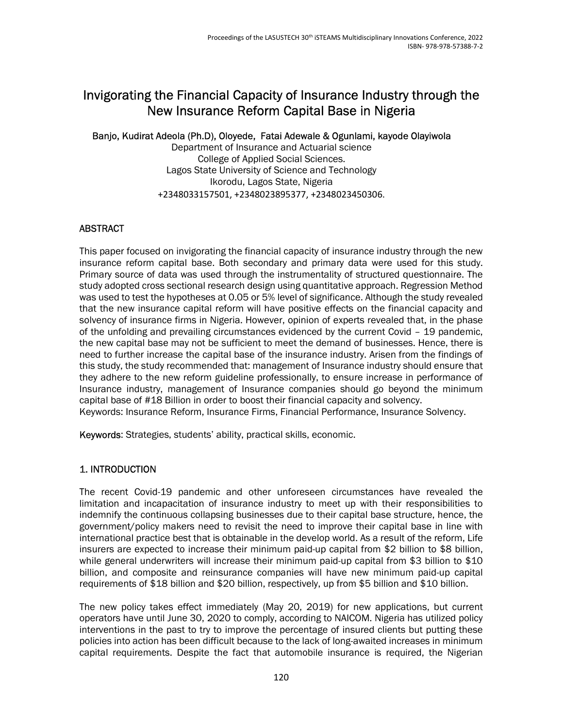# Invigorating the Financial Capacity of Insurance Industry through the New Insurance Reform Capital Base in Nigeria

**Banjo, Kudirat Adeola (Ph.D), Oloyede, Fatai Adewale & Ogunlami, kayode Olayiwola**
Department of Insurance and Actuarial science
College of Applied Social Sciences.
Lagos State University of Science and Technology
Ikorodu, Lagos State, Nigeria
+2348033157501, +2348023895377, +2348023450306.

## ABSTRACT

This paper focused on invigorating the financial capacity of insurance industry through the new insurance reform capital base. Both secondary and primary data were used for this study. Primary source of data was used through the instrumentality of structured questionnaire. The study adopted cross sectional research design using quantitative approach. Regression Method was used to test the hypotheses at 0.05 or 5% level of significance. Although the study revealed that the new insurance capital reform will have positive effects on the financial capacity and solvency of insurance firms in Nigeria. However, opinion of experts revealed that, in the phase of the unfolding and prevailing circumstances evidenced by the current Covid – 19 pandemic, the new capital base may not be sufficient to meet the demand of businesses. Hence, there is need to further increase the capital base of the insurance industry. Arisen from the findings of this study, the study recommended that: management of Insurance industry should ensure that they adhere to the new reform guideline professionally, to ensure increase in performance of Insurance industry, management of Insurance companies should go beyond the minimum capital base of #18 Billion in order to boost their financial capacity and solvency.
Keywords: Insurance Reform, Insurance Firms, Financial Performance, Insurance Solvency.

**Keywords**: Strategies, students' ability, practical skills, economic.

## 1. INTRODUCTION

The recent Covid-19 pandemic and other unforeseen circumstances have revealed the limitation and incapacitation of insurance industry to meet up with their responsibilities to indemnify the continuous collapsing businesses due to their capital base structure, hence, the government/policy makers need to revisit the need to improve their capital base in line with international practice best that is obtainable in the develop world. As a result of the reform, Life insurers are expected to increase their minimum paid-up capital from $2 billion to $8 billion, while general underwriters will increase their minimum paid-up capital from $3 billion to $10 billion, and composite and reinsurance companies will have new minimum paid-up capital requirements of $18 billion and $20 billion, respectively, up from $5 billion and $10 billion.

The new policy takes effect immediately (May 20, 2019) for new applications, but current operators have until June 30, 2020 to comply, according to NAICOM. Nigeria has utilized policy interventions in the past to try to improve the percentage of insured clients but putting these policies into action has been difficult because to the lack of long-awaited increases in minimum capital requirements. Despite the fact that automobile insurance is required, the Nigerian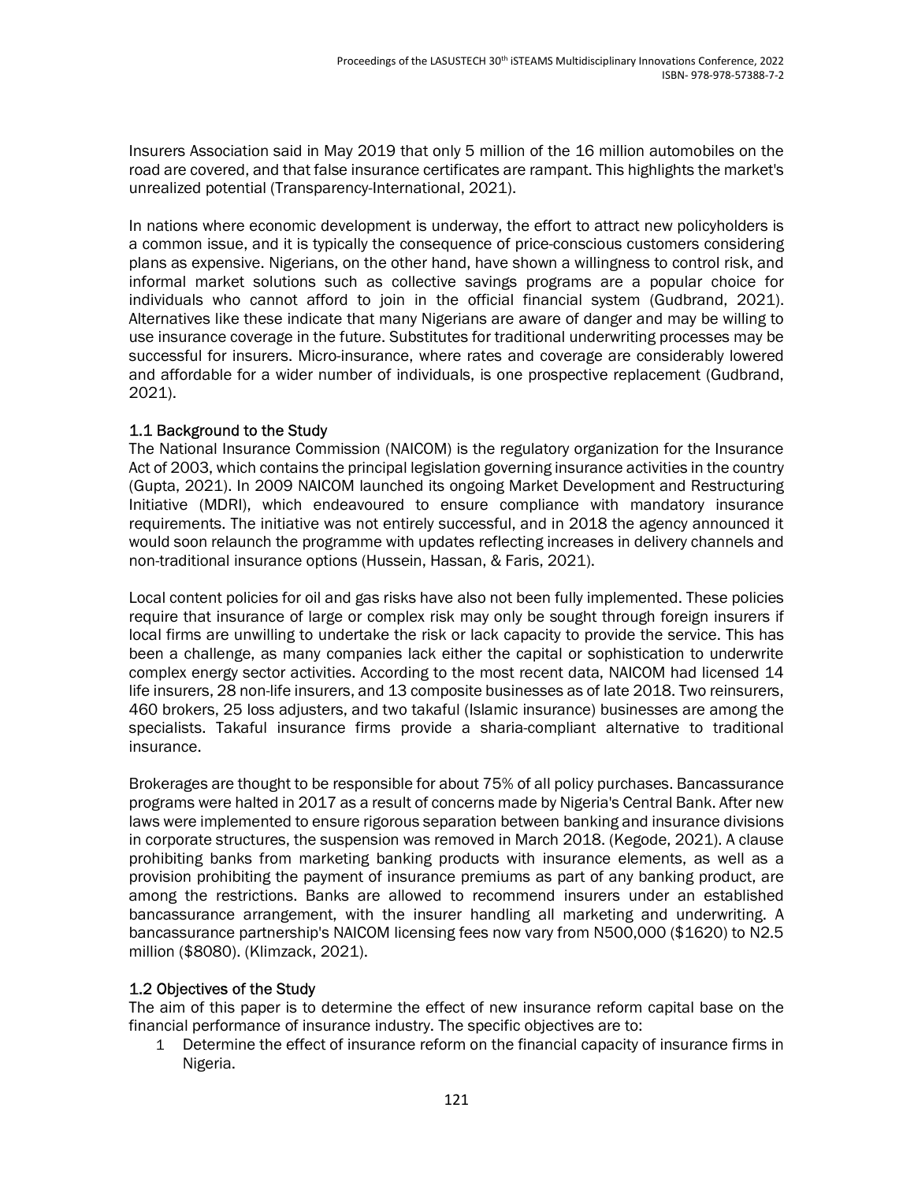Insurers Association said in May 2019 that only 5 million of the 16 million automobiles on the road are covered, and that false insurance certificates are rampant. This highlights the market's unrealized potential (Transparency-International, 2021).

In nations where economic development is underway, the effort to attract new policyholders is a common issue, and it is typically the consequence of price-conscious customers considering plans as expensive. Nigerians, on the other hand, have shown a willingness to control risk, and informal market solutions such as collective savings programs are a popular choice for individuals who cannot afford to join in the official financial system (Gudbrand, 2021). Alternatives like these indicate that many Nigerians are aware of danger and may be willing to use insurance coverage in the future. Substitutes for traditional underwriting processes may be successful for insurers. Micro-insurance, where rates and coverage are considerably lowered and affordable for a wider number of individuals, is one prospective replacement (Gudbrand, 2021).

## 1.1 Background to the Study

The National Insurance Commission (NAICOM) is the regulatory organization for the Insurance Act of 2003, which contains the principal legislation governing insurance activities in the country (Gupta, 2021). In 2009 NAICOM launched its ongoing Market Development and Restructuring Initiative (MDRI), which endeavoured to ensure compliance with mandatory insurance requirements. The initiative was not entirely successful, and in 2018 the agency announced it would soon relaunch the programme with updates reflecting increases in delivery channels and non-traditional insurance options (Hussein, Hassan, & Faris, 2021).

Local content policies for oil and gas risks have also not been fully implemented. These policies require that insurance of large or complex risk may only be sought through foreign insurers if local firms are unwilling to undertake the risk or lack capacity to provide the service. This has been a challenge, as many companies lack either the capital or sophistication to underwrite complex energy sector activities. According to the most recent data, NAICOM had licensed 14 life insurers, 28 non-life insurers, and 13 composite businesses as of late 2018. Two reinsurers, 460 brokers, 25 loss adjusters, and two takaful (Islamic insurance) businesses are among the specialists. Takaful insurance firms provide a sharia-compliant alternative to traditional insurance.

Brokerages are thought to be responsible for about 75% of all policy purchases. Bancassurance programs were halted in 2017 as a result of concerns made by Nigeria's Central Bank. After new laws were implemented to ensure rigorous separation between banking and insurance divisions in corporate structures, the suspension was removed in March 2018. (Kegode, 2021). A clause prohibiting banks from marketing banking products with insurance elements, as well as a provision prohibiting the payment of insurance premiums as part of any banking product, are among the restrictions. Banks are allowed to recommend insurers under an established bancassurance arrangement, with the insurer handling all marketing and underwriting. A bancassurance partnership's NAICOM licensing fees now vary from N500,000 ($1620) to N2.5 million ($8080). (Klimzack, 2021).

## 1.2 Objectives of the Study

The aim of this paper is to determine the effect of new insurance reform capital base on the financial performance of insurance industry. The specific objectives are to:

1. Determine the effect of insurance reform on the financial capacity of insurance firms in Nigeria.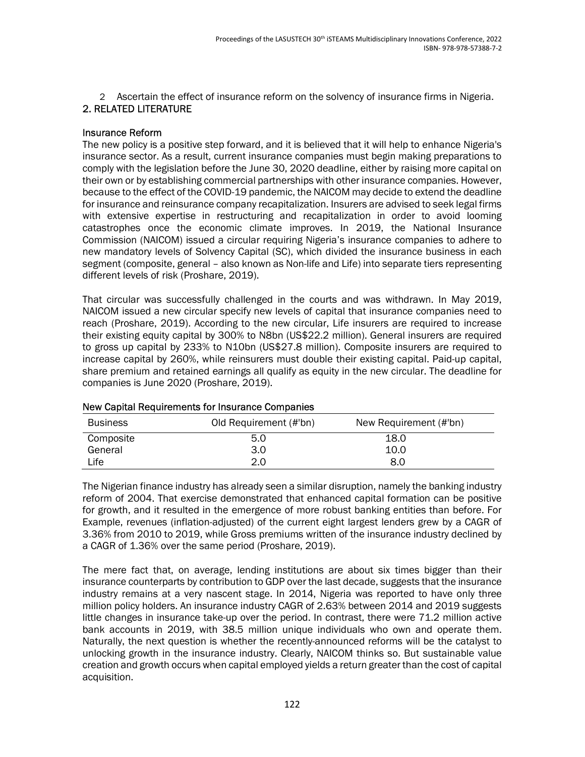2. Ascertain the effect of insurance reform on the solvency of insurance firms in Nigeria.

## 2. RELATED LITERATURE

### Insurance Reform

The new policy is a positive step forward, and it is believed that it will help to enhance Nigeria's insurance sector. As a result, current insurance companies must begin making preparations to comply with the legislation before the June 30, 2020 deadline, either by raising more capital on their own or by establishing commercial partnerships with other insurance companies. However, because to the effect of the COVID-19 pandemic, the NAICOM may decide to extend the deadline for insurance and reinsurance company recapitalization. Insurers are advised to seek legal firms with extensive expertise in restructuring and recapitalization in order to avoid looming catastrophes once the economic climate improves. In 2019, the National Insurance Commission (NAICOM) issued a circular requiring Nigeria's insurance companies to adhere to new mandatory levels of Solvency Capital (SC), which divided the insurance business in each segment (composite, general – also known as Non-life and Life) into separate tiers representing different levels of risk (Proshare, 2019).

That circular was successfully challenged in the courts and was withdrawn. In May 2019, NAICOM issued a new circular specify new levels of capital that insurance companies need to reach (Proshare, 2019). According to the new circular, Life insurers are required to increase their existing equity capital by 300% to N8bn (US$22.2 million). General insurers are required to gross up capital by 233% to N10bn (US$27.8 million). Composite insurers are required to increase capital by 260%, while reinsurers must double their existing capital. Paid-up capital, share premium and retained earnings all qualify as equity in the new circular. The deadline for companies is June 2020 (Proshare, 2019).

**New Capital Requirements for Insurance Companies**

| Business | Old Requirement (#'bn) | New Requirement (#'bn) |
|---|---|---|
| Composite | 5.0 | 18.0 |
| General | 3.0 | 10.0 |
| Life | 2.0 | 8.0 |

The Nigerian finance industry has already seen a similar disruption, namely the banking industry reform of 2004. That exercise demonstrated that enhanced capital formation can be positive for growth, and it resulted in the emergence of more robust banking entities than before. For Example, revenues (inflation-adjusted) of the current eight largest lenders grew by a CAGR of 3.36% from 2010 to 2019, while Gross premiums written of the insurance industry declined by a CAGR of 1.36% over the same period (Proshare, 2019).

The mere fact that, on average, lending institutions are about six times bigger than their insurance counterparts by contribution to GDP over the last decade, suggests that the insurance industry remains at a very nascent stage. In 2014, Nigeria was reported to have only three million policy holders. An insurance industry CAGR of 2.63% between 2014 and 2019 suggests little changes in insurance take-up over the period. In contrast, there were 71.2 million active bank accounts in 2019, with 38.5 million unique individuals who own and operate them. Naturally, the next question is whether the recently-announced reforms will be the catalyst to unlocking growth in the insurance industry. Clearly, NAICOM thinks so. But sustainable value creation and growth occurs when capital employed yields a return greater than the cost of capital acquisition.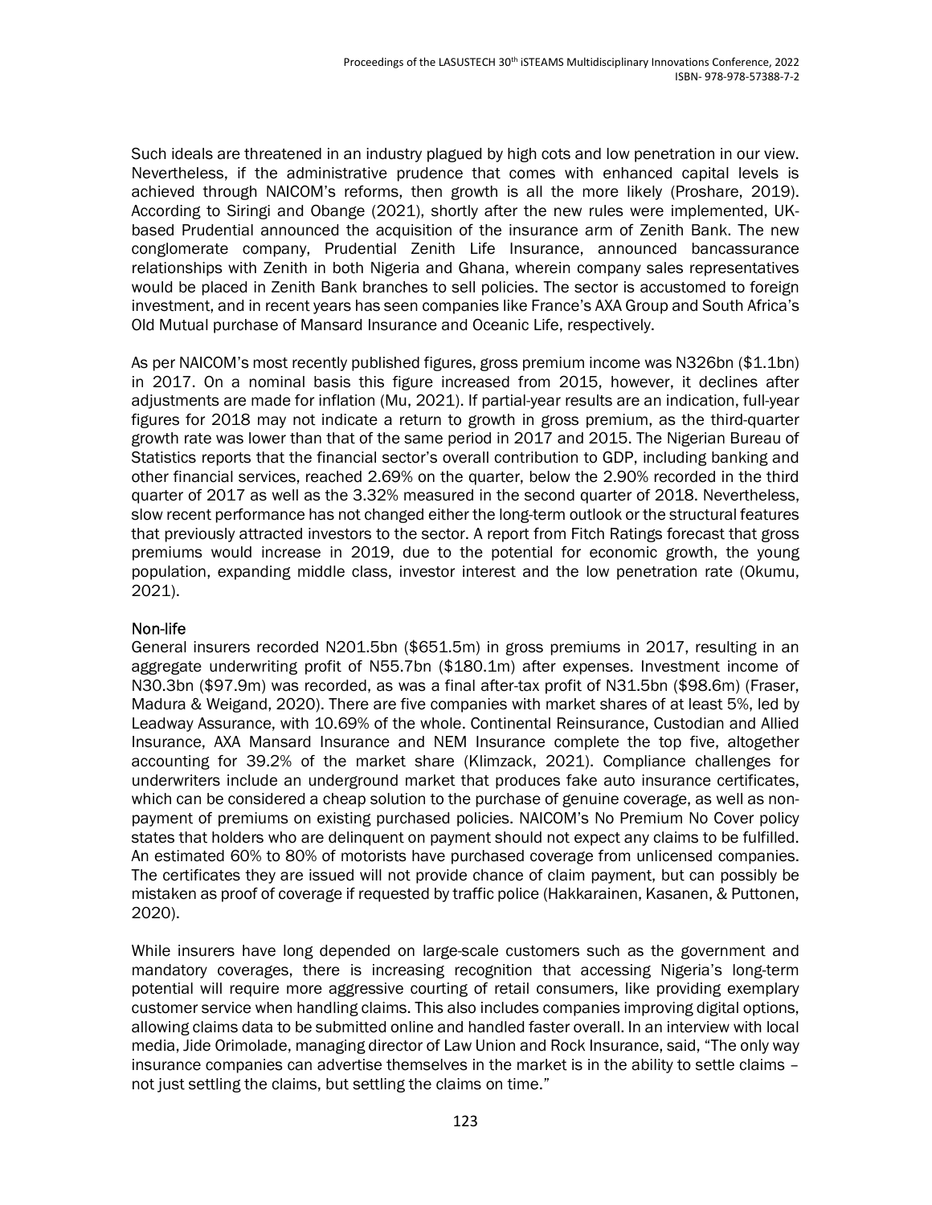Such ideals are threatened in an industry plagued by high cots and low penetration in our view. Nevertheless, if the administrative prudence that comes with enhanced capital levels is achieved through NAICOM's reforms, then growth is all the more likely (Proshare, 2019). According to Siringi and Obange (2021), shortly after the new rules were implemented, UK-based Prudential announced the acquisition of the insurance arm of Zenith Bank. The new conglomerate company, Prudential Zenith Life Insurance, announced bancassurance relationships with Zenith in both Nigeria and Ghana, wherein company sales representatives would be placed in Zenith Bank branches to sell policies. The sector is accustomed to foreign investment, and in recent years has seen companies like France's AXA Group and South Africa's Old Mutual purchase of Mansard Insurance and Oceanic Life, respectively.

As per NAICOM's most recently published figures, gross premium income was N326bn ($1.1bn) in 2017. On a nominal basis this figure increased from 2015, however, it declines after adjustments are made for inflation (Mu, 2021). If partial-year results are an indication, full-year figures for 2018 may not indicate a return to growth in gross premium, as the third-quarter growth rate was lower than that of the same period in 2017 and 2015. The Nigerian Bureau of Statistics reports that the financial sector's overall contribution to GDP, including banking and other financial services, reached 2.69% on the quarter, below the 2.90% recorded in the third quarter of 2017 as well as the 3.32% measured in the second quarter of 2018. Nevertheless, slow recent performance has not changed either the long-term outlook or the structural features that previously attracted investors to the sector. A report from Fitch Ratings forecast that gross premiums would increase in 2019, due to the potential for economic growth, the young population, expanding middle class, investor interest and the low penetration rate (Okumu, 2021).

### Non-life

General insurers recorded N201.5bn ($651.5m) in gross premiums in 2017, resulting in an aggregate underwriting profit of N55.7bn ($180.1m) after expenses. Investment income of N30.3bn ($97.9m) was recorded, as was a final after-tax profit of N31.5bn ($98.6m) (Fraser, Madura & Weigand, 2020). There are five companies with market shares of at least 5%, led by Leadway Assurance, with 10.69% of the whole. Continental Reinsurance, Custodian and Allied Insurance, AXA Mansard Insurance and NEM Insurance complete the top five, altogether accounting for 39.2% of the market share (Klimzack, 2021). Compliance challenges for underwriters include an underground market that produces fake auto insurance certificates, which can be considered a cheap solution to the purchase of genuine coverage, as well as non-payment of premiums on existing purchased policies. NAICOM's No Premium No Cover policy states that holders who are delinquent on payment should not expect any claims to be fulfilled. An estimated 60% to 80% of motorists have purchased coverage from unlicensed companies. The certificates they are issued will not provide chance of claim payment, but can possibly be mistaken as proof of coverage if requested by traffic police (Hakkarainen, Kasanen, & Puttonen, 2020).

While insurers have long depended on large-scale customers such as the government and mandatory coverages, there is increasing recognition that accessing Nigeria's long-term potential will require more aggressive courting of retail consumers, like providing exemplary customer service when handling claims. This also includes companies improving digital options, allowing claims data to be submitted online and handled faster overall. In an interview with local media, Jide Orimolade, managing director of Law Union and Rock Insurance, said, "The only way insurance companies can advertise themselves in the market is in the ability to settle claims – not just settling the claims, but settling the claims on time."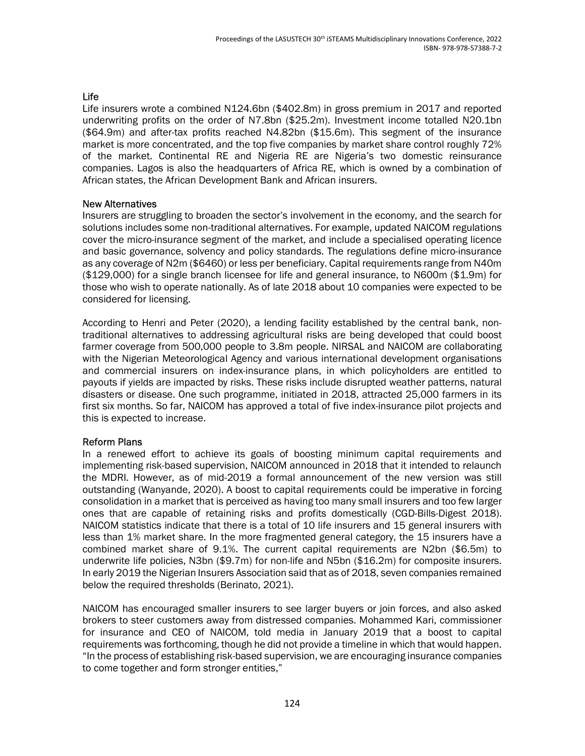### Life

Life insurers wrote a combined N124.6bn ($402.8m) in gross premium in 2017 and reported underwriting profits on the order of N7.8bn ($25.2m). Investment income totalled N20.1bn ($64.9m) and after-tax profits reached N4.82bn ($15.6m). This segment of the insurance market is more concentrated, and the top five companies by market share control roughly 72% of the market. Continental RE and Nigeria RE are Nigeria's two domestic reinsurance companies. Lagos is also the headquarters of Africa RE, which is owned by a combination of African states, the African Development Bank and African insurers.

### New Alternatives

Insurers are struggling to broaden the sector's involvement in the economy, and the search for solutions includes some non-traditional alternatives. For example, updated NAICOM regulations cover the micro-insurance segment of the market, and include a specialised operating licence and basic governance, solvency and policy standards. The regulations define micro-insurance as any coverage of N2m ($6460) or less per beneficiary. Capital requirements range from N40m ($129,000) for a single branch licensee for life and general insurance, to N600m ($1.9m) for those who wish to operate nationally. As of late 2018 about 10 companies were expected to be considered for licensing.

According to Henri and Peter (2020), a lending facility established by the central bank, non-traditional alternatives to addressing agricultural risks are being developed that could boost farmer coverage from 500,000 people to 3.8m people. NIRSAL and NAICOM are collaborating with the Nigerian Meteorological Agency and various international development organisations and commercial insurers on index-insurance plans, in which policyholders are entitled to payouts if yields are impacted by risks. These risks include disrupted weather patterns, natural disasters or disease. One such programme, initiated in 2018, attracted 25,000 farmers in its first six months. So far, NAICOM has approved a total of five index-insurance pilot projects and this is expected to increase.

### Reform Plans

In a renewed effort to achieve its goals of boosting minimum capital requirements and implementing risk-based supervision, NAICOM announced in 2018 that it intended to relaunch the MDRI. However, as of mid-2019 a formal announcement of the new version was still outstanding (Wanyande, 2020). A boost to capital requirements could be imperative in forcing consolidation in a market that is perceived as having too many small insurers and too few larger ones that are capable of retaining risks and profits domestically (CGD-Bills-Digest 2018). NAICOM statistics indicate that there is a total of 10 life insurers and 15 general insurers with less than 1% market share. In the more fragmented general category, the 15 insurers have a combined market share of 9.1%. The current capital requirements are N2bn ($6.5m) to underwrite life policies, N3bn ($9.7m) for non-life and N5bn ($16.2m) for composite insurers. In early 2019 the Nigerian Insurers Association said that as of 2018, seven companies remained below the required thresholds (Berinato, 2021).

NAICOM has encouraged smaller insurers to see larger buyers or join forces, and also asked brokers to steer customers away from distressed companies. Mohammed Kari, commissioner for insurance and CEO of NAICOM, told media in January 2019 that a boost to capital requirements was forthcoming, though he did not provide a timeline in which that would happen. "In the process of establishing risk-based supervision, we are encouraging insurance companies to come together and form stronger entities,"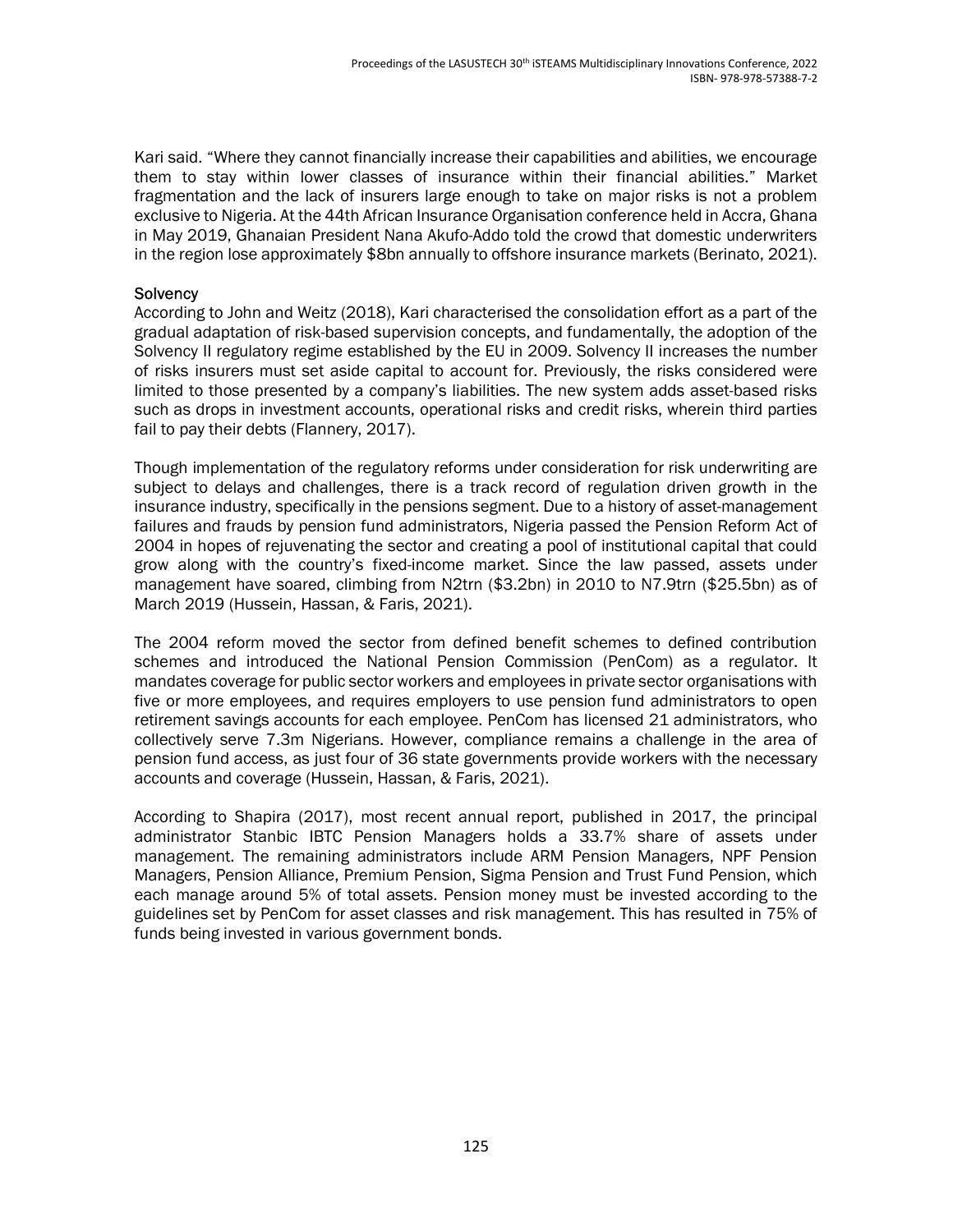Kari said. “Where they cannot financially increase their capabilities and abilities, we encourage them to stay within lower classes of insurance within their financial abilities.” Market fragmentation and the lack of insurers large enough to take on major risks is not a problem exclusive to Nigeria. At the 44th African Insurance Organisation conference held in Accra, Ghana in May 2019, Ghanaian President Nana Akufo-Addo told the crowd that domestic underwriters in the region lose approximately $8bn annually to offshore insurance markets (Berinato, 2021).

### Solvency

According to John and Weitz (2018), Kari characterised the consolidation effort as a part of the gradual adaptation of risk-based supervision concepts, and fundamentally, the adoption of the Solvency II regulatory regime established by the EU in 2009. Solvency II increases the number of risks insurers must set aside capital to account for. Previously, the risks considered were limited to those presented by a company’s liabilities. The new system adds asset-based risks such as drops in investment accounts, operational risks and credit risks, wherein third parties fail to pay their debts (Flannery, 2017).

Though implementation of the regulatory reforms under consideration for risk underwriting are subject to delays and challenges, there is a track record of regulation driven growth in the insurance industry, specifically in the pensions segment. Due to a history of asset-management failures and frauds by pension fund administrators, Nigeria passed the Pension Reform Act of 2004 in hopes of rejuvenating the sector and creating a pool of institutional capital that could grow along with the country’s fixed-income market. Since the law passed, assets under management have soared, climbing from N2trn ($3.2bn) in 2010 to N7.9trn ($25.5bn) as of March 2019 (Hussein, Hassan, & Faris, 2021).

The 2004 reform moved the sector from defined benefit schemes to defined contribution schemes and introduced the National Pension Commission (PenCom) as a regulator. It mandates coverage for public sector workers and employees in private sector organisations with five or more employees, and requires employers to use pension fund administrators to open retirement savings accounts for each employee. PenCom has licensed 21 administrators, who collectively serve 7.3m Nigerians. However, compliance remains a challenge in the area of pension fund access, as just four of 36 state governments provide workers with the necessary accounts and coverage (Hussein, Hassan, & Faris, 2021).

According to Shapira (2017), most recent annual report, published in 2017, the principal administrator Stanbic IBTC Pension Managers holds a 33.7% share of assets under management. The remaining administrators include ARM Pension Managers, NPF Pension Managers, Pension Alliance, Premium Pension, Sigma Pension and Trust Fund Pension, which each manage around 5% of total assets. Pension money must be invested according to the guidelines set by PenCom for asset classes and risk management. This has resulted in 75% of funds being invested in various government bonds.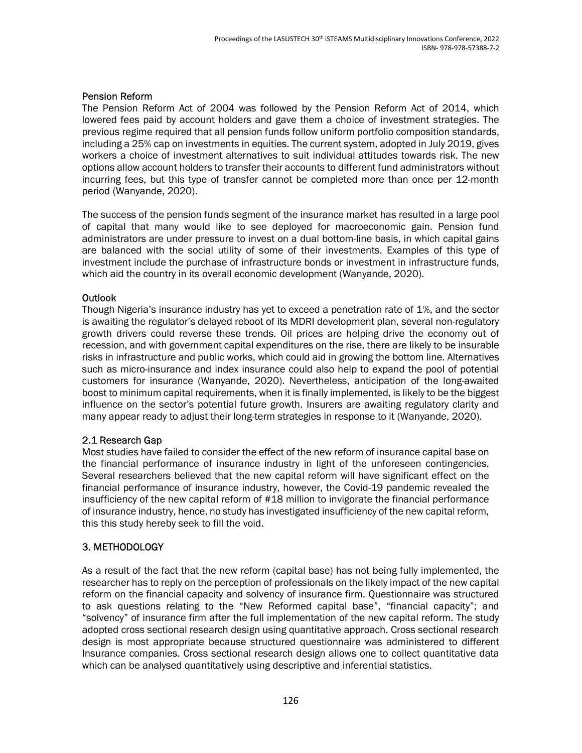### Pension Reform

The Pension Reform Act of 2004 was followed by the Pension Reform Act of 2014, which lowered fees paid by account holders and gave them a choice of investment strategies. The previous regime required that all pension funds follow uniform portfolio composition standards, including a 25% cap on investments in equities. The current system, adopted in July 2019, gives workers a choice of investment alternatives to suit individual attitudes towards risk. The new options allow account holders to transfer their accounts to different fund administrators without incurring fees, but this type of transfer cannot be completed more than once per 12-month period (Wanyande, 2020).

The success of the pension funds segment of the insurance market has resulted in a large pool of capital that many would like to see deployed for macroeconomic gain. Pension fund administrators are under pressure to invest on a dual bottom-line basis, in which capital gains are balanced with the social utility of some of their investments. Examples of this type of investment include the purchase of infrastructure bonds or investment in infrastructure funds, which aid the country in its overall economic development (Wanyande, 2020).

### Outlook

Though Nigeria's insurance industry has yet to exceed a penetration rate of 1%, and the sector is awaiting the regulator's delayed reboot of its MDRI development plan, several non-regulatory growth drivers could reverse these trends. Oil prices are helping drive the economy out of recession, and with government capital expenditures on the rise, there are likely to be insurable risks in infrastructure and public works, which could aid in growing the bottom line. Alternatives such as micro-insurance and index insurance could also help to expand the pool of potential customers for insurance (Wanyande, 2020). Nevertheless, anticipation of the long-awaited boost to minimum capital requirements, when it is finally implemented, is likely to be the biggest influence on the sector's potential future growth. Insurers are awaiting regulatory clarity and many appear ready to adjust their long-term strategies in response to it (Wanyande, 2020).

### 2.1 Research Gap

Most studies have failed to consider the effect of the new reform of insurance capital base on the financial performance of insurance industry in light of the unforeseen contingencies. Several researchers believed that the new capital reform will have significant effect on the financial performance of insurance industry, however, the Covid-19 pandemic revealed the insufficiency of the new capital reform of #18 million to invigorate the financial performance of insurance industry, hence, no study has investigated insufficiency of the new capital reform, this this study hereby seek to fill the void.

## 3. METHODOLOGY

As a result of the fact that the new reform (capital base) has not being fully implemented, the researcher has to reply on the perception of professionals on the likely impact of the new capital reform on the financial capacity and solvency of insurance firm. Questionnaire was structured to ask questions relating to the "New Reformed capital base", "financial capacity"; and "solvency" of insurance firm after the full implementation of the new capital reform. The study adopted cross sectional research design using quantitative approach. Cross sectional research design is most appropriate because structured questionnaire was administered to different Insurance companies. Cross sectional research design allows one to collect quantitative data which can be analysed quantitatively using descriptive and inferential statistics.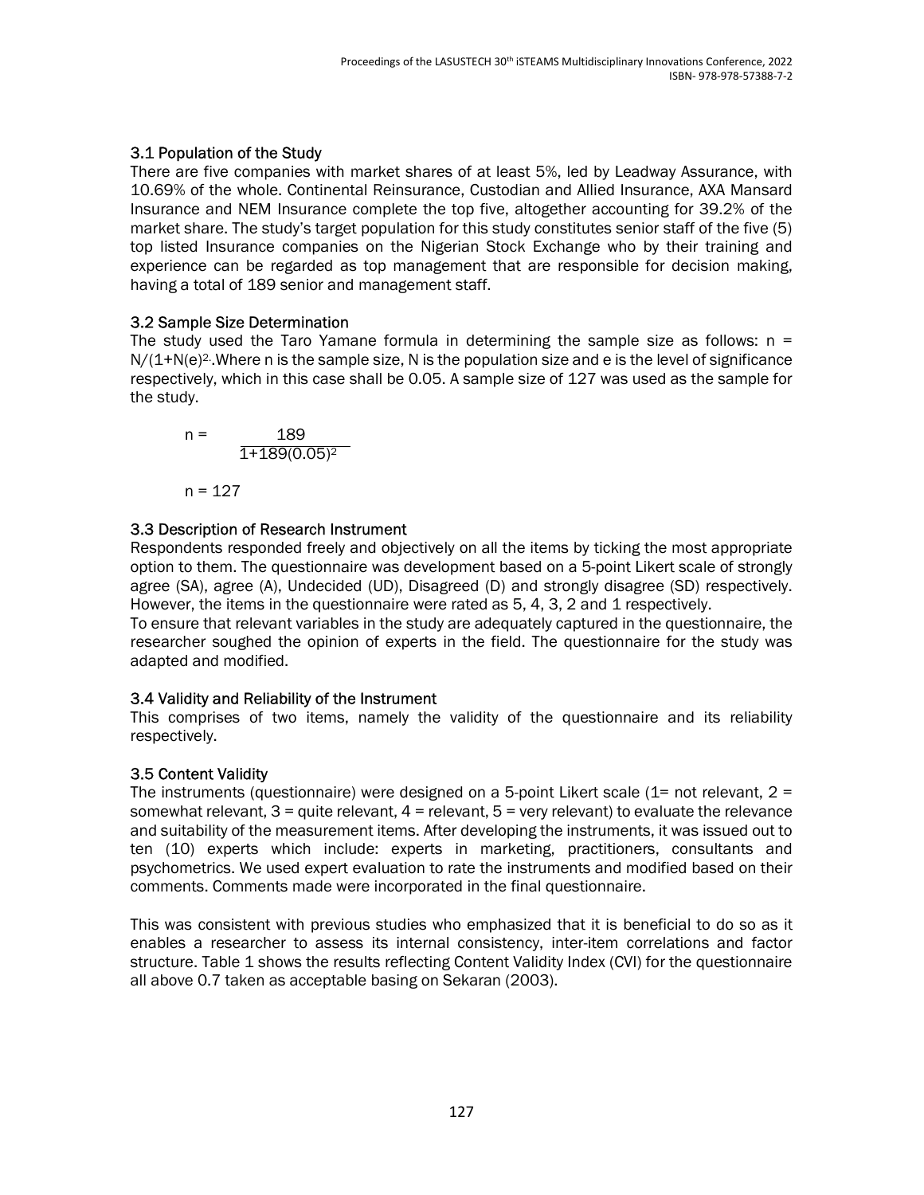### 3.1 Population of the Study

There are five companies with market shares of at least 5%, led by Leadway Assurance, with 10.69% of the whole. Continental Reinsurance, Custodian and Allied Insurance, AXA Mansard Insurance and NEM Insurance complete the top five, altogether accounting for 39.2% of the market share. The study's target population for this study constitutes senior staff of the five (5) top listed Insurance companies on the Nigerian Stock Exchange who by their training and experience can be regarded as top management that are responsible for decision making, having a total of 189 senior and management staff.

### 3.2 Sample Size Determination

The study used the Taro Yamane formula in determining the sample size as follows: $n = N/(1+N(e)^2$.Where n is the sample size, N is the population size and e is the level of significance respectively, which in this case shall be 0.05. A sample size of 127 was used as the sample for the study.

$$n = \frac{189}{1+189(0.05)^2}$$

$$n = 127$$

### 3.3 Description of Research Instrument

Respondents responded freely and objectively on all the items by ticking the most appropriate option to them. The questionnaire was development based on a 5-point Likert scale of strongly agree (SA), agree (A), Undecided (UD), Disagreed (D) and strongly disagree (SD) respectively. However, the items in the questionnaire were rated as 5, 4, 3, 2 and 1 respectively.

To ensure that relevant variables in the study are adequately captured in the questionnaire, the researcher soughed the opinion of experts in the field. The questionnaire for the study was adapted and modified.

### 3.4 Validity and Reliability of the Instrument

This comprises of two items, namely the validity of the questionnaire and its reliability respectively.

### 3.5 Content Validity

The instruments (questionnaire) were designed on a 5-point Likert scale (1= not relevant, 2 = somewhat relevant, 3 = quite relevant, 4 = relevant, 5 = very relevant) to evaluate the relevance and suitability of the measurement items. After developing the instruments, it was issued out to ten (10) experts which include: experts in marketing, practitioners, consultants and psychometrics. We used expert evaluation to rate the instruments and modified based on their comments. Comments made were incorporated in the final questionnaire.

This was consistent with previous studies who emphasized that it is beneficial to do so as it enables a researcher to assess its internal consistency, inter-item correlations and factor structure. Table 1 shows the results reflecting Content Validity Index (CVI) for the questionnaire all above 0.7 taken as acceptable basing on Sekaran (2003).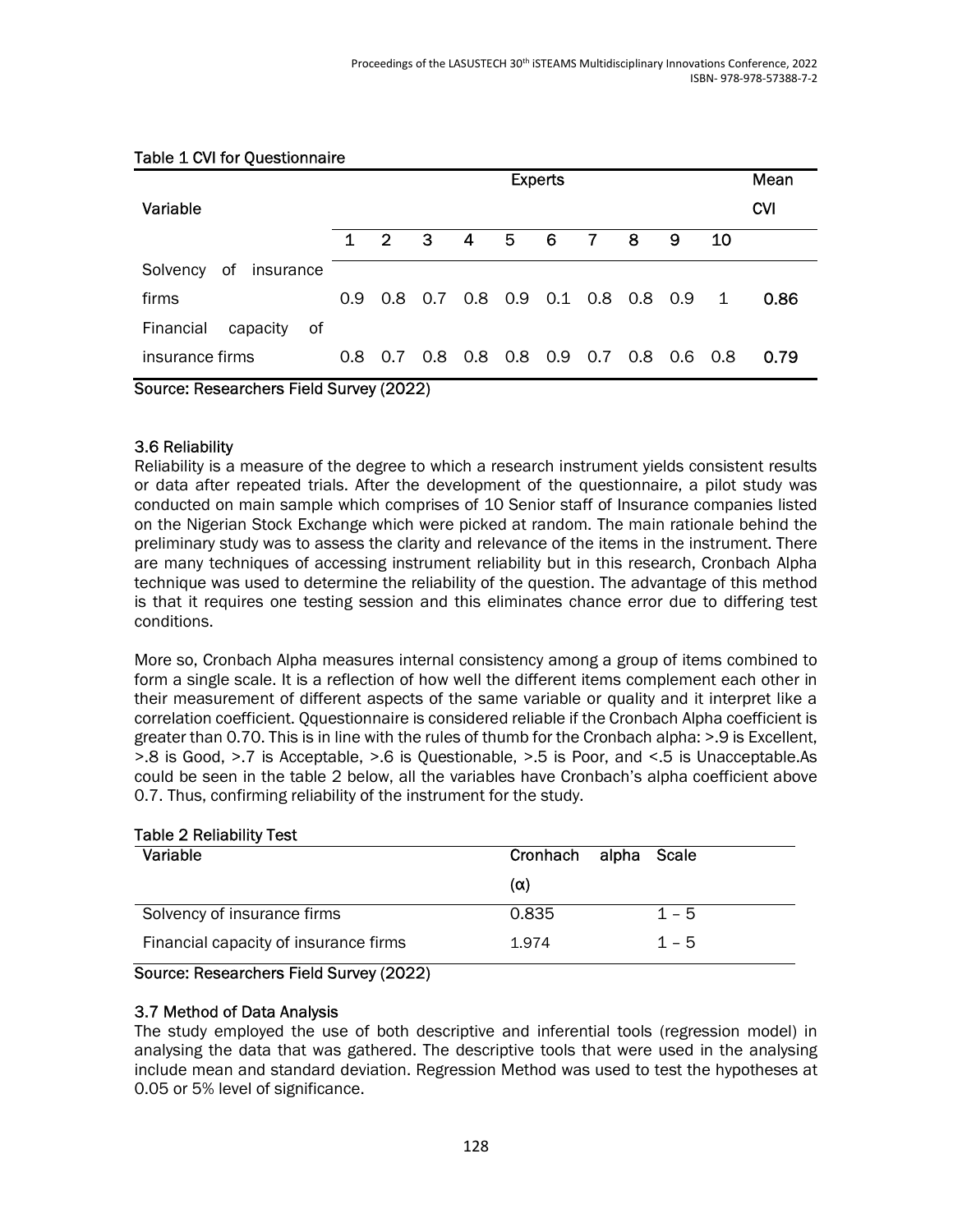Table 1 CVI for Questionnaire

| Variable | Experts | | | | | | | | | | Mean CVI |
|---|---|---|---|---|---|---|---|---|---|---|---|
| | 1 | 2 | 3 | 4 | 5 | 6 | 7 | 8 | 9 | 10 | |
| Solvency of insurance firms | 0.9 | 0.8 | 0.7 | 0.8 | 0.9 | 0.1 | 0.8 | 0.8 | 0.9 | 1 | **0.86** |
| Financial capacity of insurance firms | 0.8 | 0.7 | 0.8 | 0.8 | 0.8 | 0.9 | 0.7 | 0.8 | 0.6 | 0.8 | **0.79** |

Source: Researchers Field Survey (2022)

### 3.6 Reliability

Reliability is a measure of the degree to which a research instrument yields consistent results or data after repeated trials. After the development of the questionnaire, a pilot study was conducted on main sample which comprises of 10 Senior staff of Insurance companies listed on the Nigerian Stock Exchange which were picked at random. The main rationale behind the preliminary study was to assess the clarity and relevance of the items in the instrument. There are many techniques of accessing instrument reliability but in this research, Cronbach Alpha technique was used to determine the reliability of the question. The advantage of this method is that it requires one testing session and this eliminates chance error due to differing test conditions.

More so, Cronbach Alpha measures internal consistency among a group of items combined to form a single scale. It is a reflection of how well the different items complement each other in their measurement of different aspects of the same variable or quality and it interpret like a correlation coefficient. Qquestionnaire is considered reliable if the Cronbach Alpha coefficient is greater than 0.70. This is in line with the rules of thumb for the Cronbach alpha: >.9 is Excellent, >.8 is Good, >.7 is Acceptable, >.6 is Questionable, >.5 is Poor, and <.5 is Unacceptable.As could be seen in the table 2 below, all the variables have Cronbach's alpha coefficient above 0.7. Thus, confirming reliability of the instrument for the study.

Table 2 Reliability Test

| Variable | Cronhach alpha ($\alpha$) | Scale |
|---|---|---|
| Solvency of insurance firms | 0.835 | 1 – 5 |
| Financial capacity of insurance firms | 1.974 | 1 – 5 |

Source: Researchers Field Survey (2022)

### 3.7 Method of Data Analysis

The study employed the use of both descriptive and inferential tools (regression model) in analysing the data that was gathered. The descriptive tools that were used in the analysing include mean and standard deviation. Regression Method was used to test the hypotheses at 0.05 or 5% level of significance.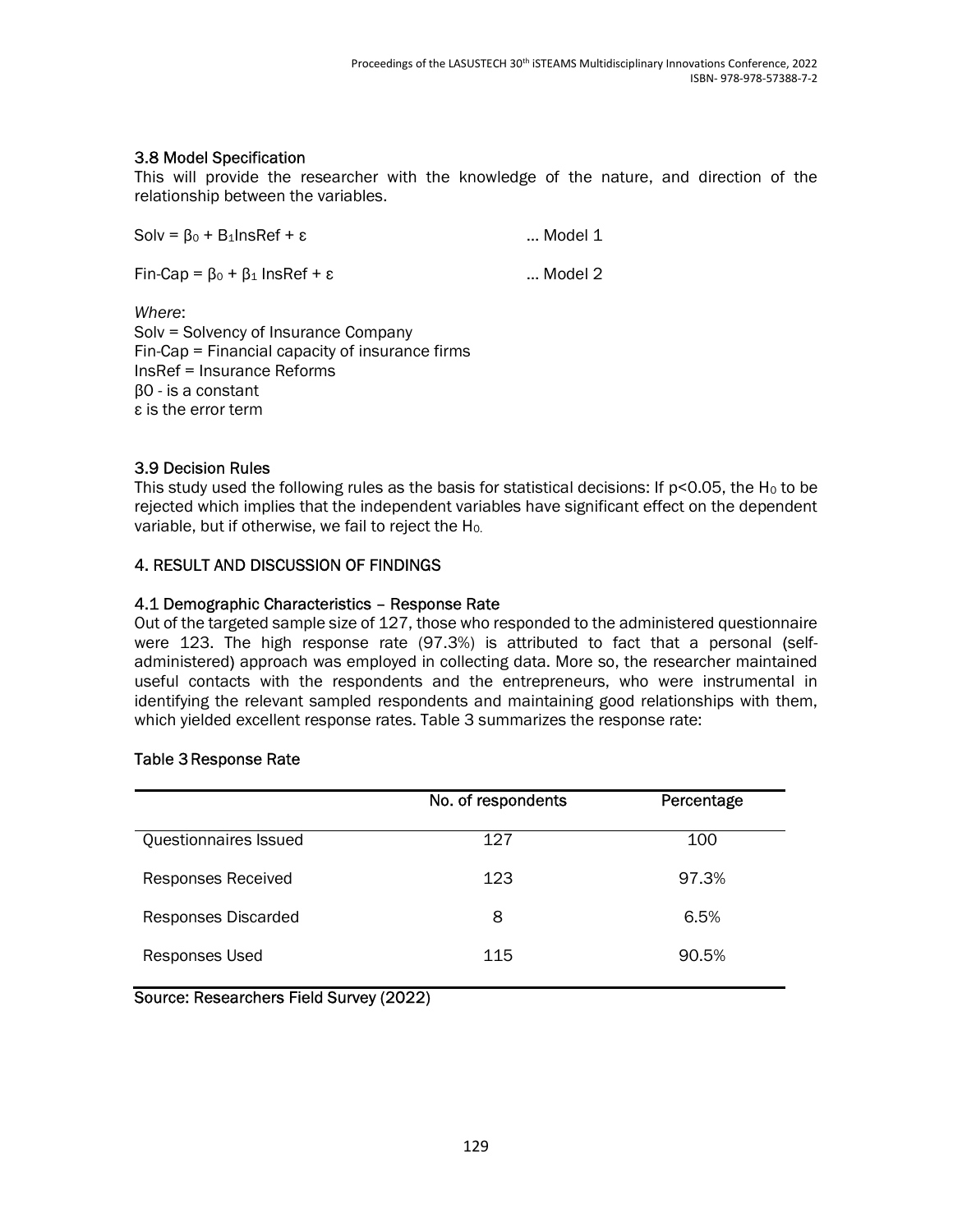### 3.8 Model Specification

This will provide the researcher with the knowledge of the nature, and direction of the relationship between the variables.

$$Solv = \beta_0 + B_1 InsRef + \varepsilon \quad \text{... Model 1}$$

$$Fin\text{-}Cap = \beta_0 + \beta_1 \; InsRef + \varepsilon \quad \text{... Model 2}$$

*Where*:
Solv = Solvency of Insurance Company
Fin-Cap = Financial capacity of insurance firms
InsRef = Insurance Reforms
β0 - is a constant
ε is the error term

### 3.9 Decision Rules

This study used the following rules as the basis for statistical decisions: If $p<0.05$, the $H_0$ to be rejected which implies that the independent variables have significant effect on the dependent variable, but if otherwise, we fail to reject the $H_0$.

## 4. RESULT AND DISCUSSION OF FINDINGS

### 4.1 Demographic Characteristics – Response Rate

Out of the targeted sample size of 127, those who responded to the administered questionnaire were 123. The high response rate (97.3%) is attributed to fact that a personal (self-administered) approach was employed in collecting data. More so, the researcher maintained useful contacts with the respondents and the entrepreneurs, who were instrumental in identifying the relevant sampled respondents and maintaining good relationships with them, which yielded excellent response rates. Table 3 summarizes the response rate:

Table 3 Response Rate

| | No. of respondents | Percentage |
|---|---|---|
| Questionnaires Issued | 127 | 100 |
| Responses Received | 123 | 97.3% |
| Responses Discarded | 8 | 6.5% |
| Responses Used | 115 | 90.5% |

Source: Researchers Field Survey (2022)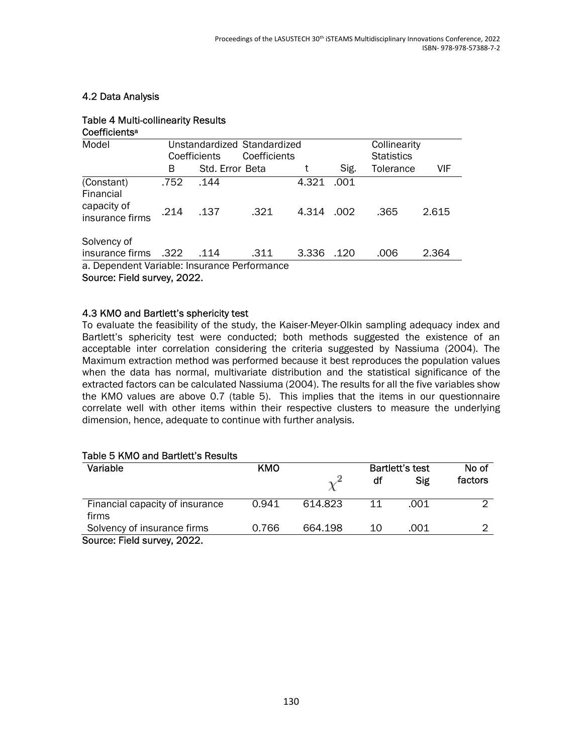### 4.2 Data Analysis

**Table 4 Multi-collinearity Results**

**Coefficients[a]**

| Model | Unstandardized Coefficients | | Standardized Coefficients | | | Collinearity Statistics | |
|---|---|---|---|---|---|---|---|
| | B | Std. Error | Beta | t | Sig. | Tolerance | VIF |
| (Constant) | .752 | .144 | | 4.321 | .001 | | |
| Financial capacity of insurance firms | .214 | .137 | .321 | 4.314 | .002 | .365 | 2.615 |
| Solvency of insurance firms | .322 | .114 | .311 | 3.336 | .120 | .006 | 2.364 |

a. Dependent Variable: Insurance Performance

**Source: Field survey, 2022.**

### 4.3 KMO and Bartlett's sphericity test

To evaluate the feasibility of the study, the Kaiser-Meyer-Olkin sampling adequacy index and Bartlett's sphericity test were conducted; both methods suggested the existence of an acceptable inter correlation considering the criteria suggested by Nassiuma (2004). The Maximum extraction method was performed because it best reproduces the population values when the data has normal, multivariate distribution and the statistical significance of the extracted factors can be calculated Nassiuma (2004). The results for all the five variables show the KMO values are above 0.7 (table 5). This implies that the items in our questionnaire correlate well with other items within their respective clusters to measure the underlying dimension, hence, adequate to continue with further analysis.

**Table 5 KMO and Bartlett's Results**

| Variable | KMO | Bartlett's test | | | No of factors |
|---|---|---|---|---|---|
| | | $\chi^2$ | df | Sig | |
| Financial capacity of insurance firms | 0.941 | 614.823 | 11 | .001 | 2 |
| Solvency of insurance firms | 0.766 | 664.198 | 10 | .001 | 2 |

**Source: Field survey, 2022.**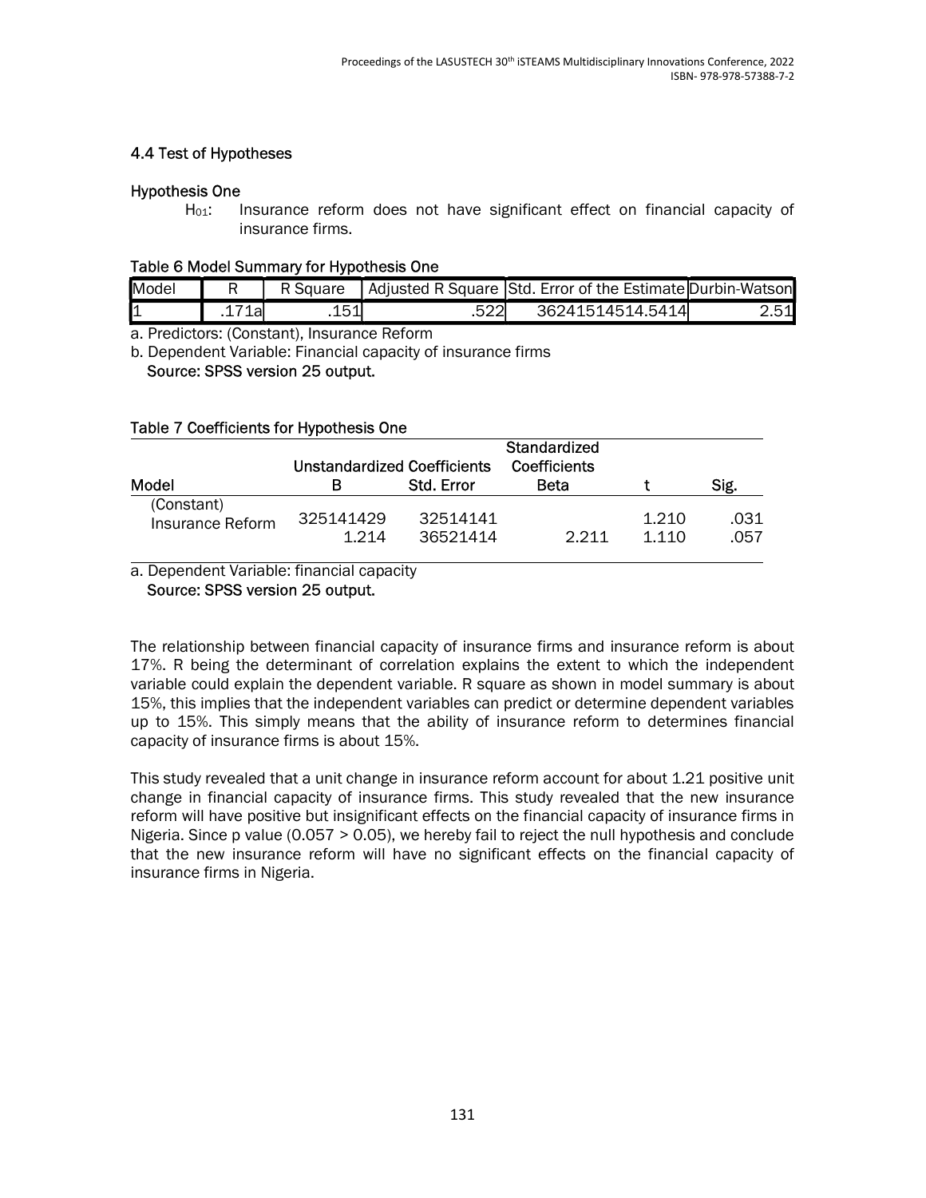### 4.4 Test of Hypotheses

#### Hypothesis One

$H_{01}$: Insurance reform does not have significant effect on financial capacity of insurance firms.

**Table 6 Model Summary for Hypothesis One**

| Model | R | R Square | Adjusted R Square | Std. Error of the Estimate | Durbin-Watson |
|---|---|---|---|---|---|
| 1 | .171a | .151 | .522 | 36241514514.5414 | 2.51 |

a. Predictors: (Constant), Insurance Reform

b. Dependent Variable: Financial capacity of insurance firms

**Source: SPSS version 25 output.**

**Table 7 Coefficients for Hypothesis One**

| Model | Unstandardized Coefficients | | Standardized Coefficients | | |
|---|---|---|---|---|---|
| | B | Std. Error | Beta | t | Sig. |
| (Constant) | 325141429 | 32514141 | | 1.210 | .031 |
| Insurance Reform | 1.214 | 36521414 | 2.211 | 1.110 | .057 |

a. Dependent Variable: financial capacity

**Source: SPSS version 25 output.**

The relationship between financial capacity of insurance firms and insurance reform is about 17%. R being the determinant of correlation explains the extent to which the independent variable could explain the dependent variable. R square as shown in model summary is about 15%, this implies that the independent variables can predict or determine dependent variables up to 15%. This simply means that the ability of insurance reform to determines financial capacity of insurance firms is about 15%.

This study revealed that a unit change in insurance reform account for about 1.21 positive unit change in financial capacity of insurance firms. This study revealed that the new insurance reform will have positive but insignificant effects on the financial capacity of insurance firms in Nigeria. Since p value (0.057 > 0.05), we hereby fail to reject the null hypothesis and conclude that the new insurance reform will have no significant effects on the financial capacity of insurance firms in Nigeria.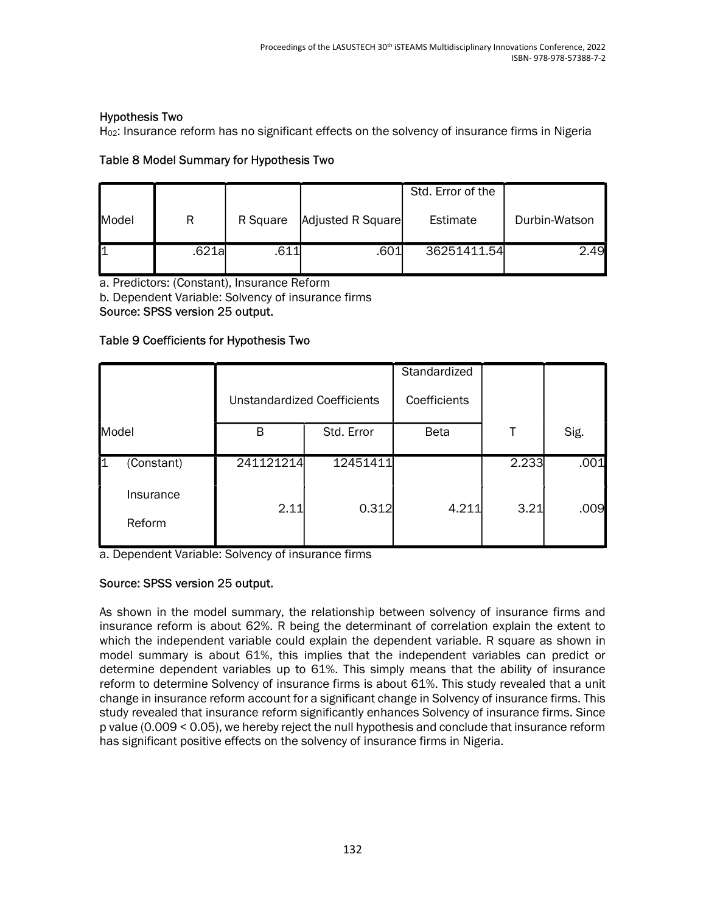### Hypothesis Two

$H_{02}$: Insurance reform has no significant effects on the solvency of insurance firms in Nigeria

Table 8 Model Summary for Hypothesis Two

| Model | R | R Square | Adjusted R Square | Std. Error of the Estimate | Durbin-Watson |
|---|---|---|---|---|---|
| 1 | .621a | .611 | .601 | 36251411.54 | 2.49 |

a. Predictors: (Constant), Insurance Reform

b. Dependent Variable: Solvency of insurance firms

**Source: SPSS version 25 output.**

Table 9 Coefficients for Hypothesis Two

| Model | | Unstandardized Coefficients | | Standardized Coefficients | T | Sig. |
|---|---|---|---|---|---|---|
| | | B | Std. Error | Beta | | |
| 1 | (Constant) | 241121214 | 12451411 | | 2.233 | .001 |
| | Insurance Reform | 2.11 | 0.312 | 4.211 | 3.21 | .009 |

a. Dependent Variable: Solvency of insurance firms

**Source: SPSS version 25 output.**

As shown in the model summary, the relationship between solvency of insurance firms and insurance reform is about 62%. R being the determinant of correlation explain the extent to which the independent variable could explain the dependent variable. R square as shown in model summary is about 61%, this implies that the independent variables can predict or determine dependent variables up to 61%. This simply means that the ability of insurance reform to determine Solvency of insurance firms is about 61%. This study revealed that a unit change in insurance reform account for a significant change in Solvency of insurance firms. This study revealed that insurance reform significantly enhances Solvency of insurance firms. Since p value ($0.009 < 0.05$), we hereby reject the null hypothesis and conclude that insurance reform has significant positive effects on the solvency of insurance firms in Nigeria.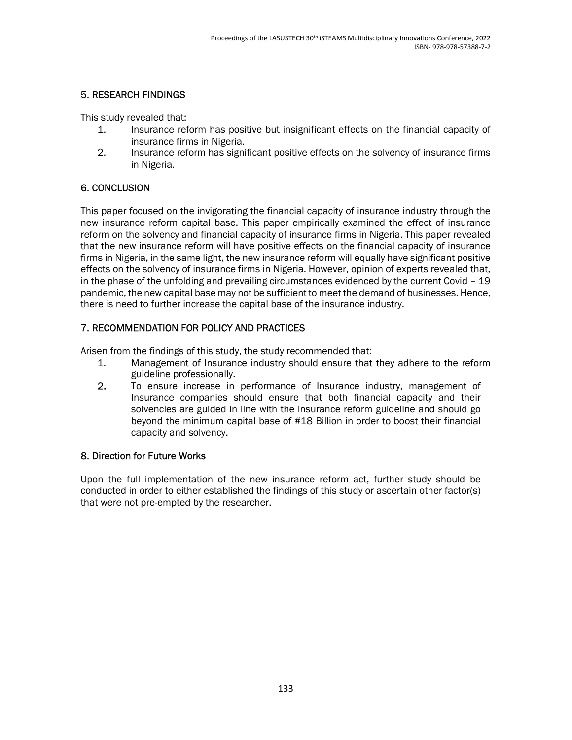## 5. RESEARCH FINDINGS

This study revealed that:

1. Insurance reform has positive but insignificant effects on the financial capacity of insurance firms in Nigeria.
2. Insurance reform has significant positive effects on the solvency of insurance firms in Nigeria.

## 6. CONCLUSION

This paper focused on the invigorating the financial capacity of insurance industry through the new insurance reform capital base. This paper empirically examined the effect of insurance reform on the solvency and financial capacity of insurance firms in Nigeria. This paper revealed that the new insurance reform will have positive effects on the financial capacity of insurance firms in Nigeria, in the same light, the new insurance reform will equally have significant positive effects on the solvency of insurance firms in Nigeria. However, opinion of experts revealed that, in the phase of the unfolding and prevailing circumstances evidenced by the current Covid – 19 pandemic, the new capital base may not be sufficient to meet the demand of businesses. Hence, there is need to further increase the capital base of the insurance industry.

## 7. RECOMMENDATION FOR POLICY AND PRACTICES

Arisen from the findings of this study, the study recommended that:

1. Management of Insurance industry should ensure that they adhere to the reform guideline professionally.
2. To ensure increase in performance of Insurance industry, management of Insurance companies should ensure that both financial capacity and their solvencies are guided in line with the insurance reform guideline and should go beyond the minimum capital base of #18 Billion in order to boost their financial capacity and solvency.

## 8. Direction for Future Works

Upon the full implementation of the new insurance reform act, further study should be conducted in order to either established the findings of this study or ascertain other factor(s) that were not pre-empted by the researcher.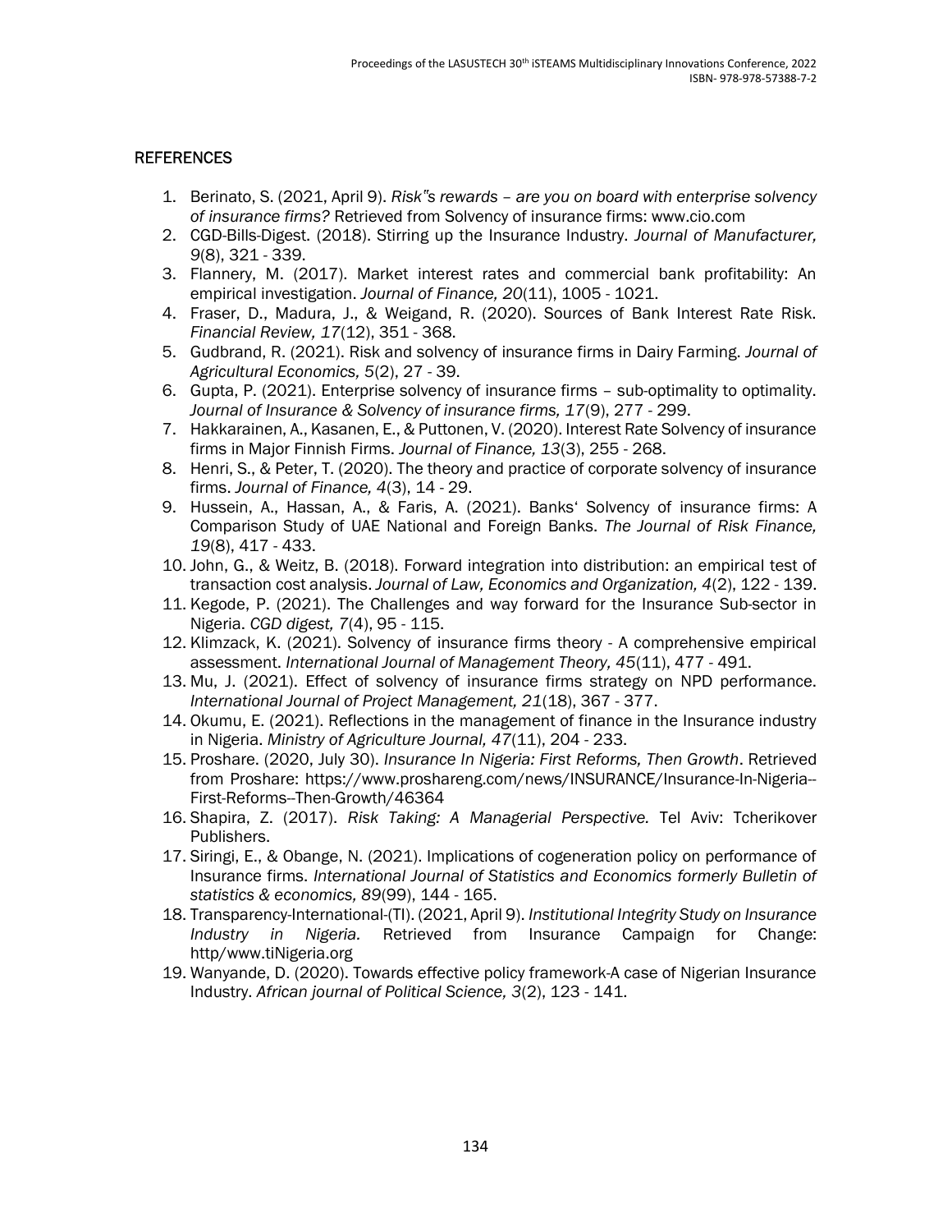## REFERENCES

1. Berinato, S. (2021, April 9). *Risk"s rewards – are you on board with enterprise solvency of insurance firms?* Retrieved from Solvency of insurance firms: www.cio.com
2. CGD-Bills-Digest. (2018). Stirring up the Insurance Industry. *Journal of Manufacturer, 9*(8), 321 - 339.
3. Flannery, M. (2017). Market interest rates and commercial bank profitability: An empirical investigation. *Journal of Finance, 20*(11), 1005 - 1021.
4. Fraser, D., Madura, J., & Weigand, R. (2020). Sources of Bank Interest Rate Risk. *Financial Review, 17*(12), 351 - 368.
5. Gudbrand, R. (2021). Risk and solvency of insurance firms in Dairy Farming. *Journal of Agricultural Economics, 5*(2), 27 - 39.
6. Gupta, P. (2021). Enterprise solvency of insurance firms – sub-optimality to optimality. *Journal of Insurance & Solvency of insurance firms, 17*(9), 277 - 299.
7. Hakkarainen, A., Kasanen, E., & Puttonen, V. (2020). Interest Rate Solvency of insurance firms in Major Finnish Firms. *Journal of Finance, 13*(3), 255 - 268.
8. Henri, S., & Peter, T. (2020). The theory and practice of corporate solvency of insurance firms. *Journal of Finance, 4*(3), 14 - 29.
9. Hussein, A., Hassan, A., & Faris, A. (2021). Banks' Solvency of insurance firms: A Comparison Study of UAE National and Foreign Banks. *The Journal of Risk Finance, 19*(8), 417 - 433.
10. John, G., & Weitz, B. (2018). Forward integration into distribution: an empirical test of transaction cost analysis. *Journal of Law, Economics and Organization, 4*(2), 122 - 139.
11. Kegode, P. (2021). The Challenges and way forward for the Insurance Sub-sector in Nigeria. *CGD digest, 7*(4), 95 - 115.
12. Klimzack, K. (2021). Solvency of insurance firms theory - A comprehensive empirical assessment. *International Journal of Management Theory, 45*(11), 477 - 491.
13. Mu, J. (2021). Effect of solvency of insurance firms strategy on NPD performance. *International Journal of Project Management, 21*(18), 367 - 377.
14. Okumu, E. (2021). Reflections in the management of finance in the Insurance industry in Nigeria. *Ministry of Agriculture Journal, 47*(11), 204 - 233.
15. Proshare. (2020, July 30). *Insurance In Nigeria: First Reforms, Then Growth*. Retrieved from Proshare: https://www.proshareng.com/news/INSURANCE/Insurance-In-Nigeria--First-Reforms--Then-Growth/46364
16. Shapira, Z. (2017). *Risk Taking: A Managerial Perspective.* Tel Aviv: Tcherikover Publishers.
17. Siringi, E., & Obange, N. (2021). Implications of cogeneration policy on performance of Insurance firms. *International Journal of Statistics and Economics formerly Bulletin of statistics & economics, 89*(99), 144 - 165.
18. Transparency-International-(TI). (2021, April 9). *Institutional Integrity Study on Insurance Industry in Nigeria.* Retrieved from Insurance Campaign for Change: http/www.tiNigeria.org
19. Wanyande, D. (2020). Towards effective policy framework-A case of Nigerian Insurance Industry. *African journal of Political Science, 3*(2), 123 - 141.